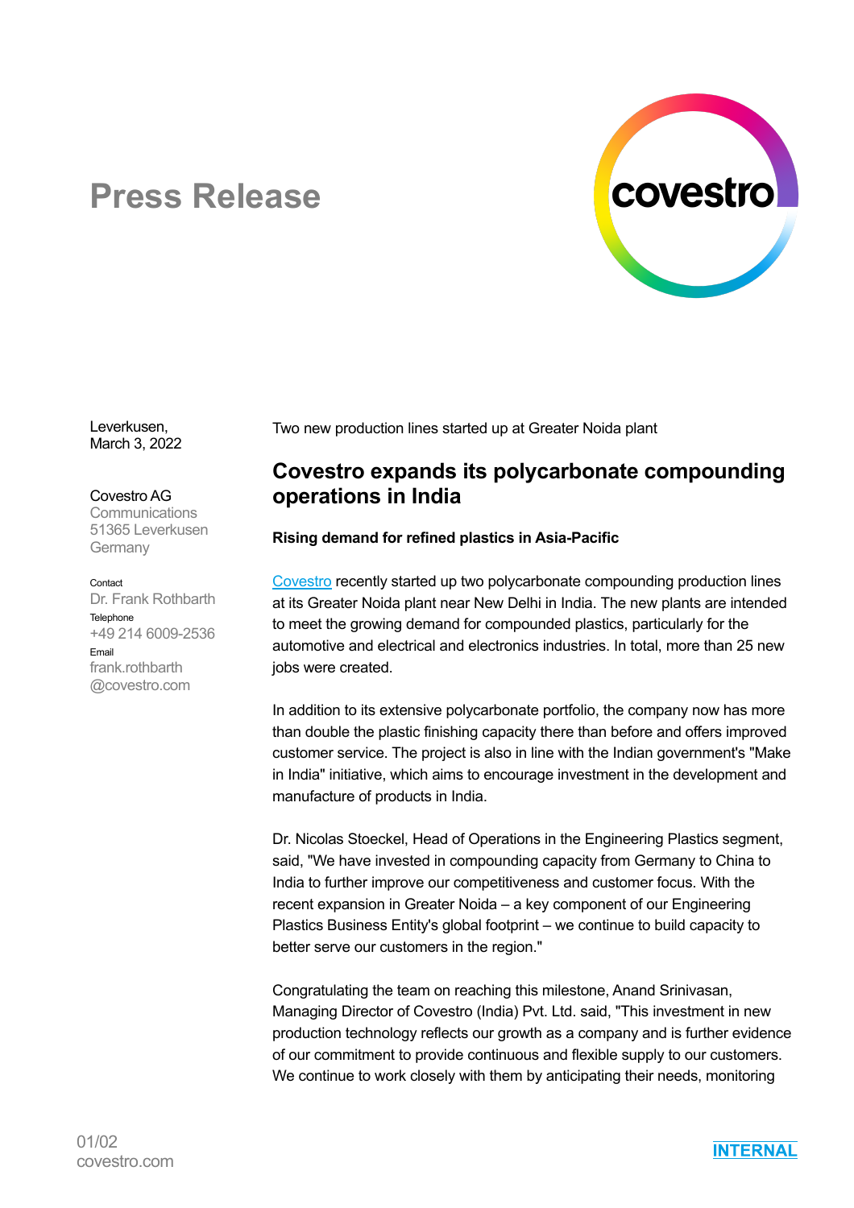# Press Release

Leverkusen,
March 3, 2022

Covestro AG
Communications
51365 Leverkusen
Germany

Contact
Dr. Frank Rothbarth
Telephone
+49 214 6009-2536
Email
frank.rothbarth
@covestro.com

Two new production lines started up at Greater Noida plant

## Covestro expands its polycarbonate compounding operations in India

**Rising demand for refined plastics in Asia-Pacific**

[Covestro](https://www.covestro.com) recently started up two polycarbonate compounding production lines at its Greater Noida plant near New Delhi in India. The new plants are intended to meet the growing demand for compounded plastics, particularly for the automotive and electrical and electronics industries. In total, more than 25 new jobs were created.

In addition to its extensive polycarbonate portfolio, the company now has more than double the plastic finishing capacity there than before and offers improved customer service. The project is also in line with the Indian government's "Make in India" initiative, which aims to encourage investment in the development and manufacture of products in India.

Dr. Nicolas Stoeckel, Head of Operations in the Engineering Plastics segment, said, "We have invested in compounding capacity from Germany to China to India to further improve our competitiveness and customer focus. With the recent expansion in Greater Noida – a key component of our Engineering Plastics Business Entity's global footprint – we continue to build capacity to better serve our customers in the region."

Congratulating the team on reaching this milestone, Anand Srinivasan, Managing Director of Covestro (India) Pvt. Ltd. said, "This investment in new production technology reflects our growth as a company and is further evidence of our commitment to provide continuous and flexible supply to our customers. We continue to work closely with them by anticipating their needs, monitoring

INTERNAL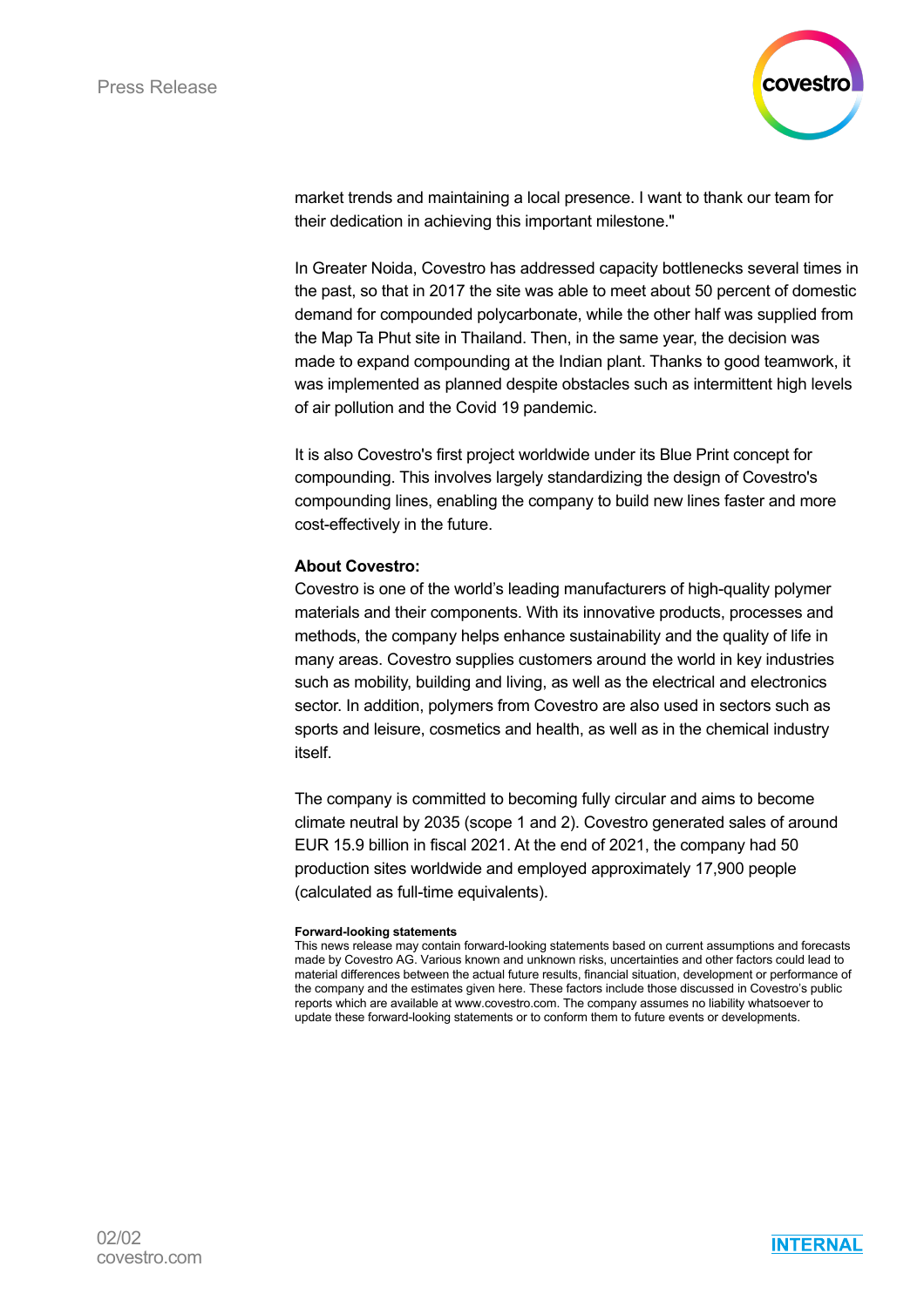market trends and maintaining a local presence. I want to thank our team for their dedication in achieving this important milestone."

In Greater Noida, Covestro has addressed capacity bottlenecks several times in the past, so that in 2017 the site was able to meet about 50 percent of domestic demand for compounded polycarbonate, while the other half was supplied from the Map Ta Phut site in Thailand. Then, in the same year, the decision was made to expand compounding at the Indian plant. Thanks to good teamwork, it was implemented as planned despite obstacles such as intermittent high levels of air pollution and the Covid 19 pandemic.

It is also Covestro's first project worldwide under its Blue Print concept for compounding. This involves largely standardizing the design of Covestro's compounding lines, enabling the company to build new lines faster and more cost-effectively in the future.

**About Covestro:**

Covestro is one of the world's leading manufacturers of high-quality polymer materials and their components. With its innovative products, processes and methods, the company helps enhance sustainability and the quality of life in many areas. Covestro supplies customers around the world in key industries such as mobility, building and living, as well as the electrical and electronics sector. In addition, polymers from Covestro are also used in sectors such as sports and leisure, cosmetics and health, as well as in the chemical industry itself.

The company is committed to becoming fully circular and aims to become climate neutral by 2035 (scope 1 and 2). Covestro generated sales of around EUR 15.9 billion in fiscal 2021. At the end of 2021, the company had 50 production sites worldwide and employed approximately 17,900 people (calculated as full-time equivalents).

**Forward-looking statements**

This news release may contain forward-looking statements based on current assumptions and forecasts made by Covestro AG. Various known and unknown risks, uncertainties and other factors could lead to material differences between the actual future results, financial situation, development or performance of the company and the estimates given here. These factors include those discussed in Covestro's public reports which are available at www.covestro.com. The company assumes no liability whatsoever to update these forward-looking statements or to conform them to future events or developments.